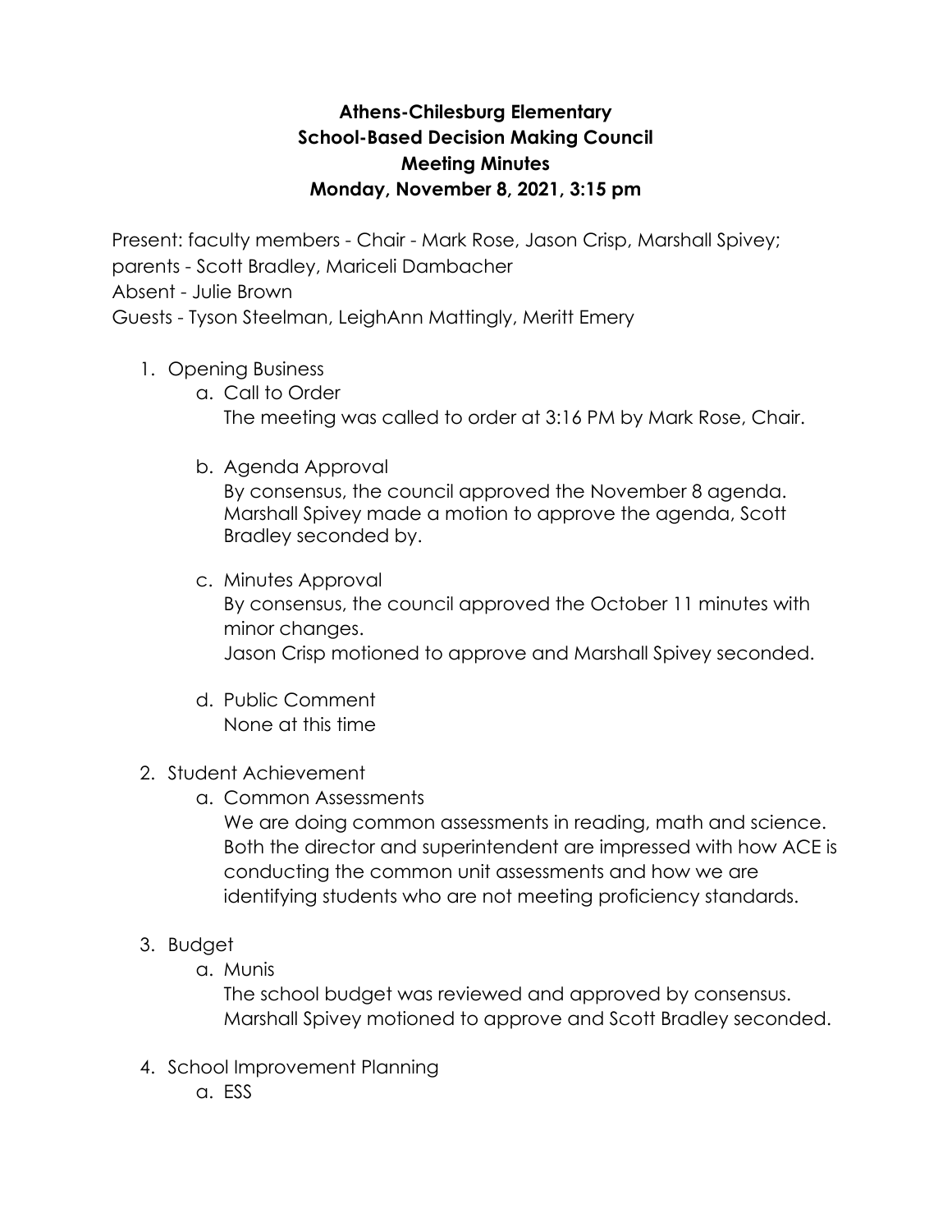# Athens-Chilesburg Elementary
## School-Based Decision Making Council
## Meeting Minutes
## Monday, November 8, 2021, 3:15 pm

Present: faculty members - Chair - Mark Rose, Jason Crisp, Marshall Spivey;
parents - Scott Bradley, Mariceli Dambacher
Absent - Julie Brown
Guests - Tyson Steelman, LeighAnn Mattingly, Meritt Emery

1. Opening Business
   a. Call to Order
      The meeting was called to order at 3:16 PM by Mark Rose, Chair.

   b. Agenda Approval
      By consensus, the council approved the November 8 agenda. Marshall Spivey made a motion to approve the agenda, Scott Bradley seconded by.

   c. Minutes Approval
      By consensus, the council approved the October 11 minutes with minor changes.
      Jason Crisp motioned to approve and Marshall Spivey seconded.

   d. Public Comment
      None at this time

2. Student Achievement
   a. Common Assessments
      We are doing common assessments in reading, math and science. Both the director and superintendent are impressed with how ACE is conducting the common unit assessments and how we are identifying students who are not meeting proficiency standards.

3. Budget
   a. Munis
      The school budget was reviewed and approved by consensus. Marshall Spivey motioned to approve and Scott Bradley seconded.

4. School Improvement Planning
   a. ESS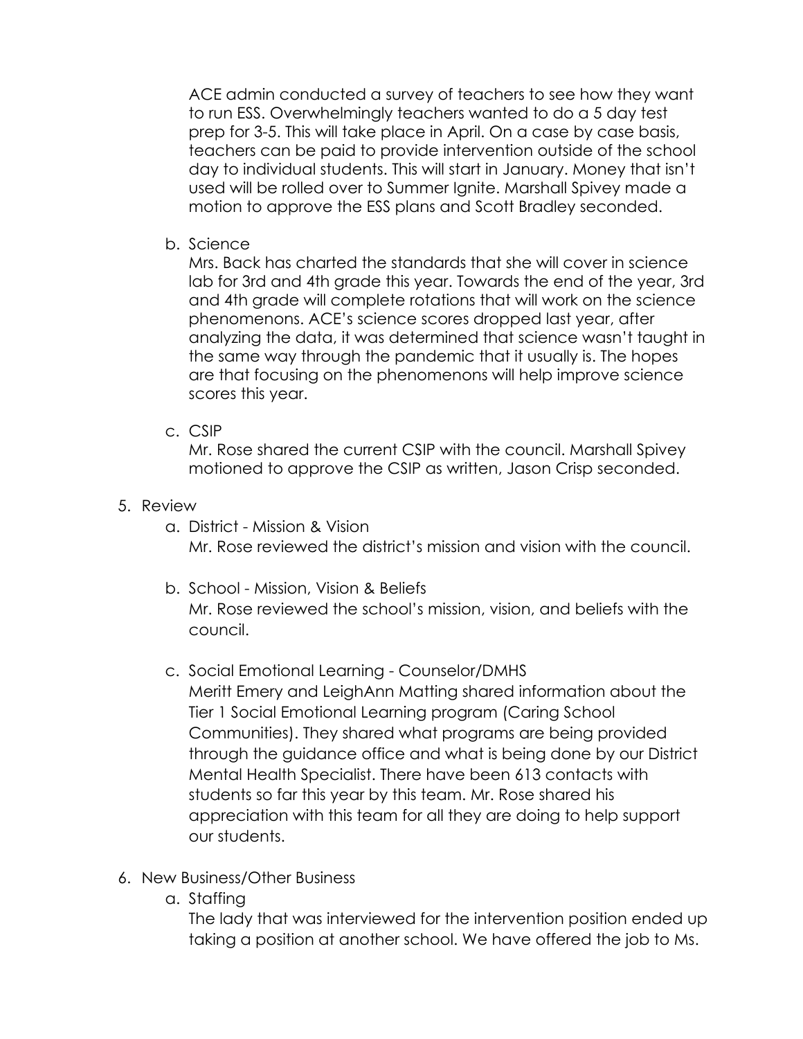ACE admin conducted a survey of teachers to see how they want to run ESS. Overwhelmingly teachers wanted to do a 5 day test prep for 3-5. This will take place in April. On a case by case basis, teachers can be paid to provide intervention outside of the school day to individual students. This will start in January. Money that isn't used will be rolled over to Summer Ignite. Marshall Spivey made a motion to approve the ESS plans and Scott Bradley seconded.

   b. Science

      Mrs. Back has charted the standards that she will cover in science lab for 3rd and 4th grade this year. Towards the end of the year, 3rd and 4th grade will complete rotations that will work on the science phenomenons. ACE's science scores dropped last year, after analyzing the data, it was determined that science wasn't taught in the same way through the pandemic that it usually is. The hopes are that focusing on the phenomenons will help improve science scores this year.

   c. CSIP

      Mr. Rose shared the current CSIP with the council. Marshall Spivey motioned to approve the CSIP as written, Jason Crisp seconded.

5. Review
   a. District - Mission & Vision

      Mr. Rose reviewed the district's mission and vision with the council.

   b. School - Mission, Vision & Beliefs

      Mr. Rose reviewed the school's mission, vision, and beliefs with the council.

   c. Social Emotional Learning - Counselor/DMHS

      Meritt Emery and LeighAnn Matting shared information about the Tier 1 Social Emotional Learning program (Caring School Communities). They shared what programs are being provided through the guidance office and what is being done by our District Mental Health Specialist. There have been 613 contacts with students so far this year by this team. Mr. Rose shared his appreciation with this team for all they are doing to help support our students.

6. New Business/Other Business
   a. Staffing

      The lady that was interviewed for the intervention position ended up taking a position at another school. We have offered the job to Ms.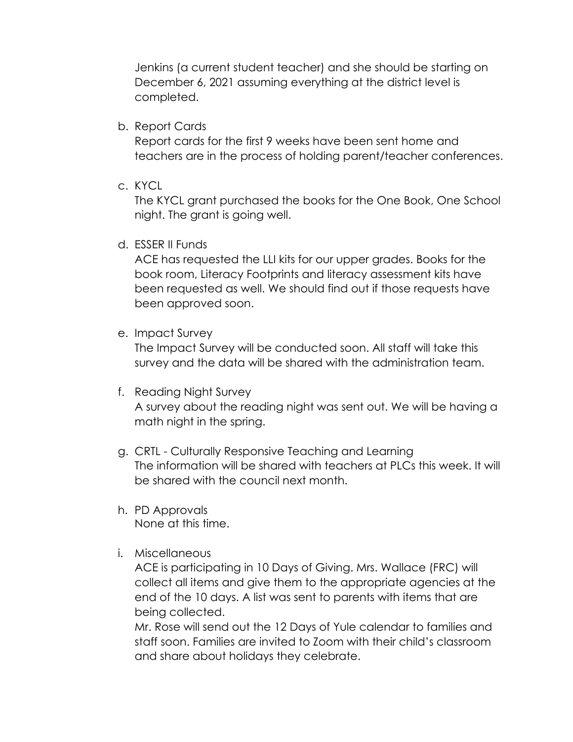Jenkins (a current student teacher) and she should be starting on December 6, 2021 assuming everything at the district level is completed.

b. Report Cards
   Report cards for the first 9 weeks have been sent home and teachers are in the process of holding parent/teacher conferences.

c. KYCL
   The KYCL grant purchased the books for the One Book, One School night. The grant is going well.

d. ESSER II Funds
   ACE has requested the LLI kits for our upper grades. Books for the book room, Literacy Footprints and literacy assessment kits have been requested as well. We should find out if those requests have been approved soon.

e. Impact Survey
   The Impact Survey will be conducted soon. All staff will take this survey and the data will be shared with the administration team.

f. Reading Night Survey
   A survey about the reading night was sent out. We will be having a math night in the spring.

g. CRTL - Culturally Responsive Teaching and Learning
   The information will be shared with teachers at PLCs this week. It will be shared with the council next month.

h. PD Approvals
   None at this time.

i. Miscellaneous
   ACE is participating in 10 Days of Giving. Mrs. Wallace (FRC) will collect all items and give them to the appropriate agencies at the end of the 10 days. A list was sent to parents with items that are being collected.
   Mr. Rose will send out the 12 Days of Yule calendar to families and staff soon. Families are invited to Zoom with their child's classroom and share about holidays they celebrate.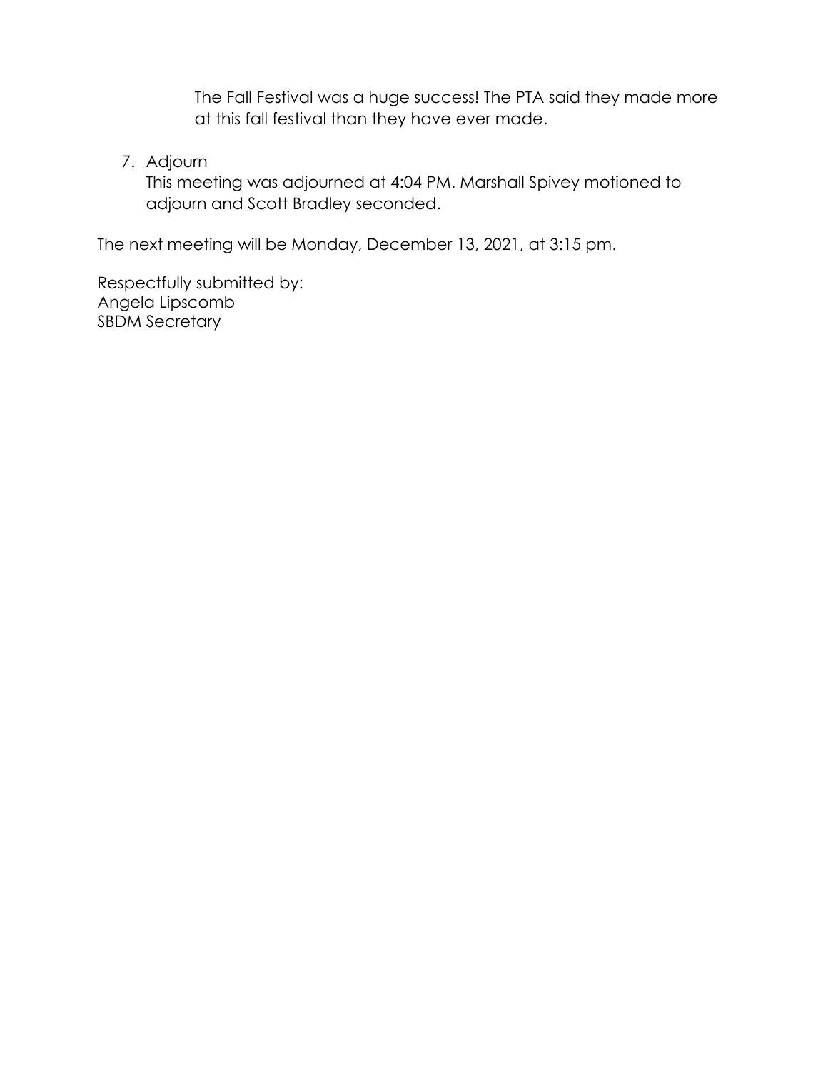The Fall Festival was a huge success! The PTA said they made more at this fall festival than they have ever made.

7. Adjourn
   This meeting was adjourned at 4:04 PM. Marshall Spivey motioned to adjourn and Scott Bradley seconded.

The next meeting will be Monday, December 13, 2021, at 3:15 pm.

Respectfully submitted by:
Angela Lipscomb
SBDM Secretary